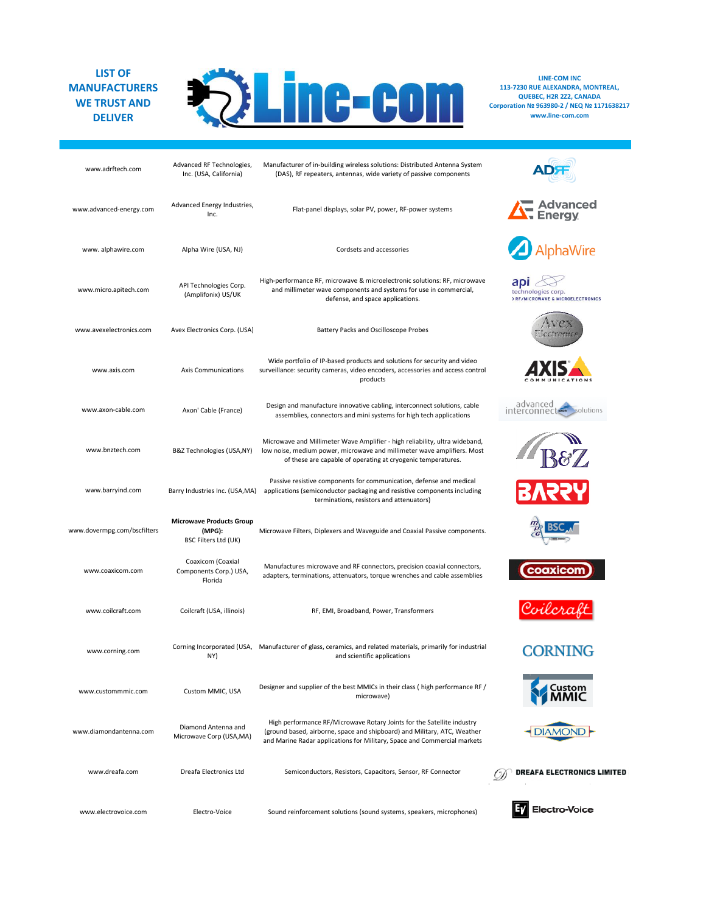# LIST OF MANUFACTURERS WE TRUST AND DELIVER

**LINE-COM INC**
**113-7230 RUE ALEXANDRA, MONTREAL, QUEBEC, H2R 2Z2, CANADA**
**Corporation № 963980-2 / NEQ № 1171638217**
**www.line-com.com**

| Website | Manufacturer | Description |
|---|---|---|
| www.adrftech.com | Advanced RF Technologies, Inc. (USA, California) | Manufacturer of in-building wireless solutions: Distributed Antenna System (DAS), RF repeaters, antennas, wide variety of passive components |
| www.advanced-energy.com | Advanced Energy Industries, Inc. | Flat-panel displays, solar PV, power, RF-power systems |
| www. alphawire.com | Alpha Wire (USA, NJ) | Cordsets and accessories |
| www.micro.apitech.com | API Technologies Corp. (Amplifonix) US/UK | High-performance RF, microwave & microelectronic solutions: RF, microwave and millimeter wave components and systems for use in commercial, defense, and space applications. |
| www.avexelectronics.com | Avex Electronics Corp. (USA) | Battery Packs and Oscilloscope Probes |
| www.axis.com | Axis Communications | Wide portfolio of IP-based products and solutions for security and video surveillance: security cameras, video encoders, accessories and access control products |
| www.axon-cable.com | Axon' Cable (France) | Design and manufacture innovative cabling, interconnect solutions, cable assemblies, connectors and mini systems for high tech applications |
| www.bnztech.com | B&Z Technologies (USA,NY) | Microwave and Millimeter Wave Amplifier - high reliability, ultra wideband, low noise, medium power, microwave and millimeter wave amplifiers. Most of these are capable of operating at cryogenic temperatures. |
| www.barryind.com | Barry Industries Inc. (USA,MA) | Passive resistive components for communication, defense and medical applications (semiconductor packaging and resistive components including terminations, resistors and attenuators) |
| www.dovermpg.com/bscfilters | **Microwave Products Group (MPG):** BSC Filters Ltd (UK) | Microwave Filters, Diplexers and Waveguide and Coaxial Passive components. |
| www.coaxicom.com | Coaxicom (Coaxial Components Corp.) USA, Florida | Manufactures microwave and RF connectors, precision coaxial connectors, adapters, terminations, attenuators, torque wrenches and cable assemblies |
| www.coilcraft.com | Coilcraft (USA, illinois) | RF, EMI, Broadband, Power, Transformers |
| www.corning.com | Corning Incorporated (USA, NY) | Manufacturer of glass, ceramics, and related materials, primarily for industrial and scientific applications |
| www.custommmic.com | Custom MMIC, USA | Designer and supplier of the best MMICs in their class ( high performance RF / microwave) |
| www.diamondantenna.com | Diamond Antenna and Microwave Corp (USA,MA) | High performance RF/Microwave Rotary Joints for the Satellite industry (ground based, airborne, space and shipboard) and Military, ATC, Weather and Marine Radar applications for Military, Space and Commercial markets |
| www.dreafa.com | Dreafa Electronics Ltd | Semiconductors, Resistors, Capacitors, Sensor, RF Connector |
| www.electrovoice.com | Electro-Voice | Sound reinforcement solutions (sound systems, speakers, microphones) |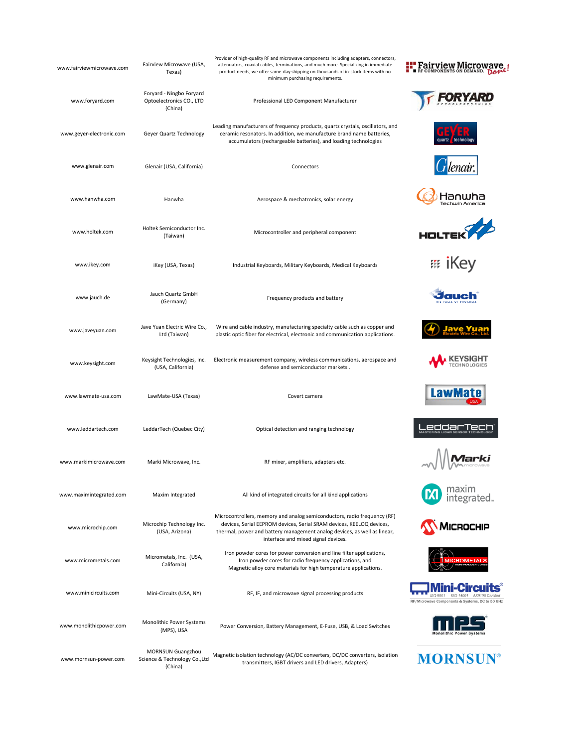| | | | |
|---|---|---|---|
| www.fairviewmicrowave.com | Fairview Microwave (USA, Texas) | Provider of high-quality RF and microwave components including adapters, connectors, attenuators, coaxial cables, terminations, and much more. Specializing in immediate product needs, we offer same-day shipping on thousands of in-stock items with no minimum purchasing requirements. | |
| www.foryard.com | Foryard - Ningbo Foryard Optoelectronics CO., LTD (China) | Professional LED Component Manufacturer | |
| www.geyer-electronic.com | Geyer Quartz Technology | Leading manufacturers of frequency products, quartz crystals, oscillators, and ceramic resonators. In addition, we manufacture brand name batteries, accumulators (rechargeable batteries), and loading technologies | |
| www.glenair.com | Glenair (USA, California) | Connectors | |
| www.hanwha.com | Hanwha | Aerospace & mechatronics, solar energy | |
| www.holtek.com | Holtek Semiconductor Inc. (Taiwan) | Microcontroller and peripheral component | |
| www.ikey.com | iKey (USA, Texas) | Industrial Keyboards, Military Keyboards, Medical Keyboards | |
| www.jauch.de | Jauch Quartz GmbH (Germany) | Frequency products and battery | |
| www.javeyuan.com | Jave Yuan Electric Wire Co., Ltd (Taiwan) | Wire and cable industry, manufacturing specialty cable such as copper and plastic optic fiber for electrical, electronic and communication applications. | |
| www.keysight.com | Keysight Technologies, Inc. (USA, California) | Electronic measurement company, wireless communications, aerospace and defense and semiconductor markets . | |
| www.lawmate-usa.com | LawMate-USA (Texas) | Covert camera | |
| www.leddartech.com | LeddarTech (Quebec City) | Optical detection and ranging technology | |
| www.markimicrowave.com | Marki Microwave, Inc. | RF mixer, amplifiers, adapters etc. | |
| www.maximintegrated.com | Maxim Integrated | All kind of integrated circuits for all kind applications | |
| www.microchip.com | Microchip Technology Inc. (USA, Arizona) | Microcontrollers, memory and analog semiconductors, radio frequency (RF) devices, Serial EEPROM devices, Serial SRAM devices, KEELOQ devices, thermal, power and battery management analog devices, as well as linear, interface and mixed signal devices. | |
| www.micrometals.com | Micrometals, Inc. (USA, California) | Iron powder cores for power conversion and line filter applications, Iron powder cores for radio frequency applications, and Magnetic alloy core materials for high temperature applications. | |
| www.minicircuits.com | Mini-Circuits (USA, NY) | RF, IF, and microwave signal processing products | |
| www.monolithicpower.com | Monolithic Power Systems (MPS), USA | Power Conversion, Battery Management, E-Fuse, USB, & Load Switches | |
| www.mornsun-power.com | MORNSUN Guangzhou Science & Technology Co.,Ltd (China) | Magnetic isolation technology (AC/DC converters, DC/DC converters, isolation transmitters, IGBT drivers and LED drivers, Adapters) | |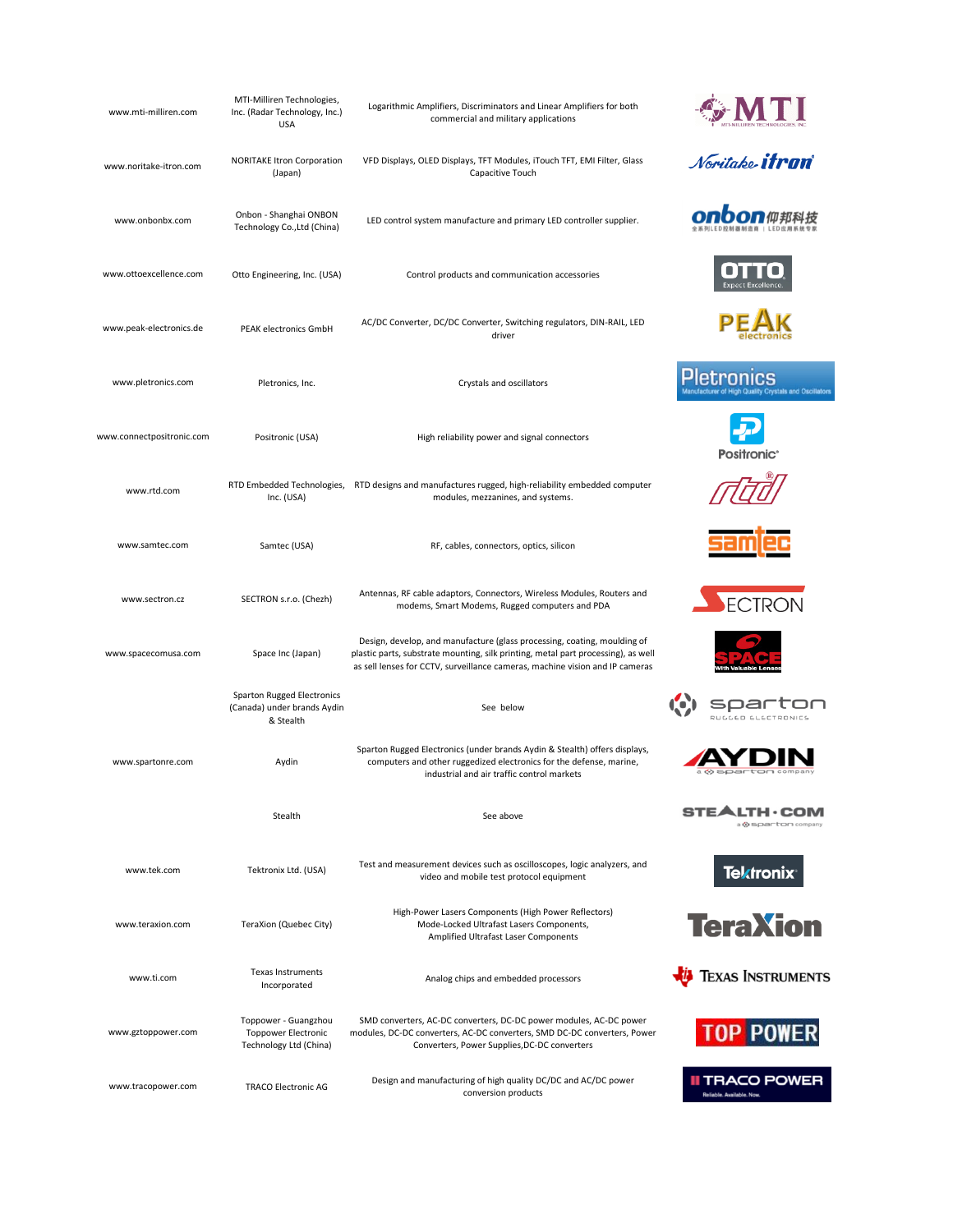| | | | |
|---|---|---|---|
| www.mti-milliren.com | MTI-Milliren Technologies, Inc. (Radar Technology, Inc.) USA | Logarithmic Amplifiers, Discriminators and Linear Amplifiers for both commercial and military applications | MTI MTI-MILLIREN TECHNOLOGIES, INC |
| www.noritake-itron.com | NORITAKE Itron Corporation (Japan) | VFD Displays, OLED Displays, TFT Modules, iTouch TFT, EMI Filter, Glass Capacitive Touch | Noritake itron |
| www.onbonbx.com | Onbon - Shanghai ONBON Technology Co.,Ltd (China) | LED control system manufacture and primary LED controller supplier. | onbon 仰邦科技 |
| www.ottoexcellence.com | Otto Engineering, Inc. (USA) | Control products and communication accessories | OTTO Expect Excellence. |
| www.peak-electronics.de | PEAK electronics GmbH | AC/DC Converter, DC/DC Converter, Switching regulators, DIN-RAIL, LED driver | PEAK electronics |
| www.pletronics.com | Pletronics, Inc. | Crystals and oscillators | Pletronics Manufacturer of High Quality Crystals and Oscillators |
| www.connectpositronic.com | Positronic (USA) | High reliability power and signal connectors | Positronic |
| www.rtd.com | RTD Embedded Technologies, Inc. (USA) | RTD designs and manufactures rugged, high-reliability embedded computer modules, mezzanines, and systems. | rtd |
| www.samtec.com | Samtec (USA) | RF, cables, connectors, optics, silicon | samtec |
| www.sectron.cz | SECTRON s.r.o. (Chezh) | Antennas, RF cable adaptors, Connectors, Wireless Modules, Routers and modems, Smart Modems, Rugged computers and PDA | SECTRON |
| www.spacecomusa.com | Space Inc (Japan) | Design, develop, and manufacture (glass processing, coating, moulding of plastic parts, substrate mounting, silk printing, metal part processing), as well as sell lenses for CCTV, surveillance cameras, machine vision and IP cameras | SPACE With Valuable Lenses |
| | Sparton Rugged Electronics (Canada) under brands Aydin & Stealth | See below | sparton RUGGED ELECTRONICS |
| www.spartonre.com | Aydin | Sparton Rugged Electronics (under brands Aydin & Stealth) offers displays, computers and other ruggedized electronics for the defense, marine, industrial and air traffic control markets | AYDIN a sparton company |
| | Stealth | See above | STEALTH·COM a sparton company |
| www.tek.com | Tektronix Ltd. (USA) | Test and measurement devices such as oscilloscopes, logic analyzers, and video and mobile test protocol equipment | Tektronix |
| www.teraxion.com | TeraXion (Quebec City) | High-Power Lasers Components (High Power Reflectors) Mode-Locked Ultrafast Lasers Components, Amplified Ultrafast Laser Components | TeraXion |
| www.ti.com | Texas Instruments Incorporated | Analog chips and embedded processors | Texas Instruments |
| www.gztoppower.com | Toppower - Guangzhou Toppower Electronic Technology Ltd (China) | SMD converters, AC-DC converters, DC-DC power modules, AC-DC power modules, DC-DC converters, AC-DC converters, SMD DC-DC converters, Power Converters, Power Supplies,DC-DC converters | TOP POWER |
| www.tracopower.com | TRACO Electronic AG | Design and manufacturing of high quality DC/DC and AC/DC power conversion products | TRACO POWER Reliable. Available. Now. |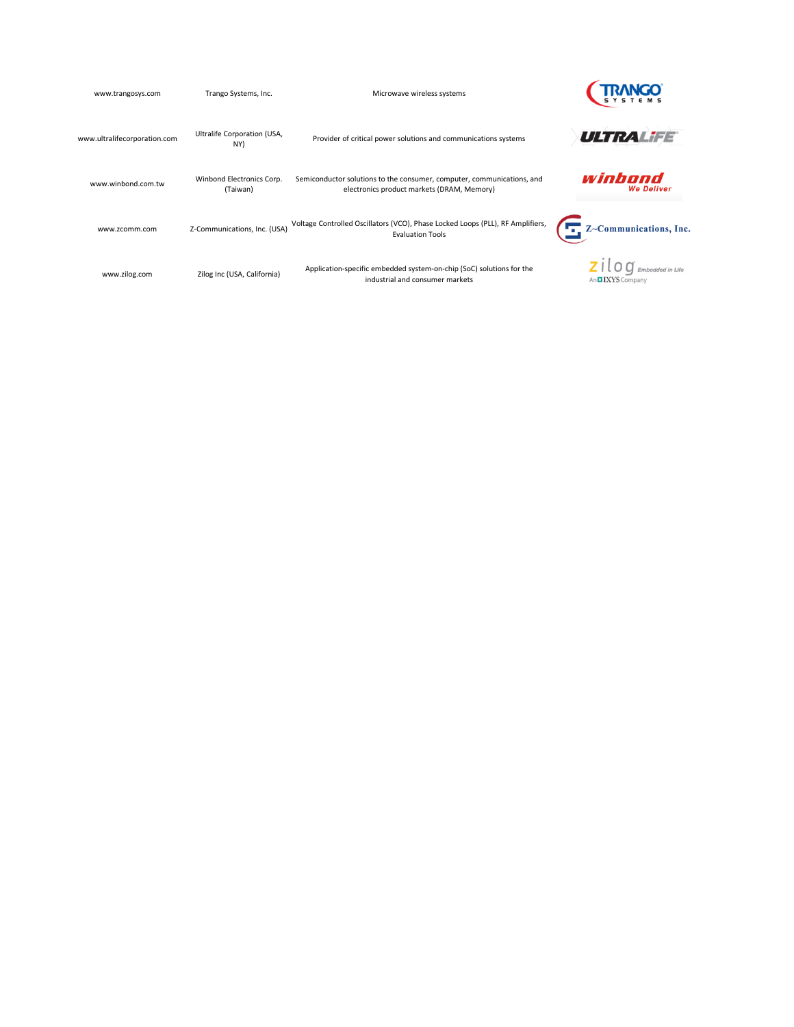| | | | |
|---|---|---|---|
| www.trangosys.com | Trango Systems, Inc. | Microwave wireless systems | |
| www.ultralifecorporation.com | Ultralife Corporation (USA, NY) | Provider of critical power solutions and communications systems | |
| www.winbond.com.tw | Winbond Electronics Corp. (Taiwan) | Semiconductor solutions to the consumer, computer, communications, and electronics product markets (DRAM, Memory) | |
| www.zcomm.com | Z-Communications, Inc. (USA) | Voltage Controlled Oscillators (VCO), Phase Locked Loops (PLL), RF Amplifiers, Evaluation Tools | |
| www.zilog.com | Zilog Inc (USA, California) | Application-specific embedded system-on-chip (SoC) solutions for the industrial and consumer markets | |